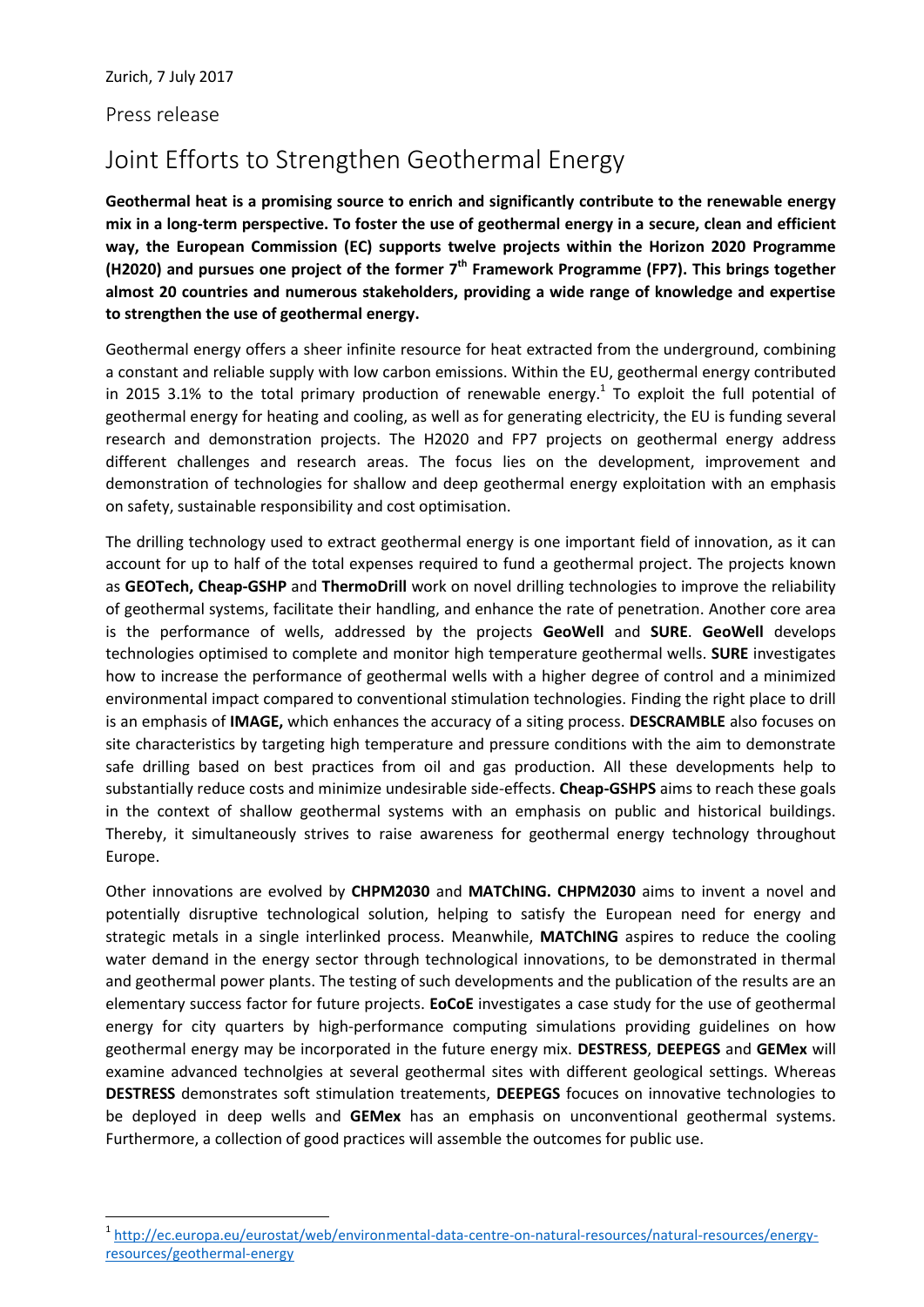Zurich, 7 July 2017

Press release

# Joint Efforts to Strengthen Geothermal Energy

**Geothermal heat is a promising source to enrich and significantly contribute to the renewable energy mix in a long-term perspective. To foster the use of geothermal energy in a secure, clean and efficient way, the European Commission (EC) supports twelve projects within the Horizon 2020 Programme (H2020) and pursues one project of the former 7th Framework Programme (FP7). This brings together almost 20 countries and numerous stakeholders, providing a wide range of knowledge and expertise to strengthen the use of geothermal energy.**

Geothermal energy offers a sheer infinite resource for heat extracted from the underground, combining a constant and reliable supply with low carbon emissions. Within the EU, geothermal energy contributed in 2015 3.1% to the total primary production of renewable energy.[1] To exploit the full potential of geothermal energy for heating and cooling, as well as for generating electricity, the EU is funding several research and demonstration projects. The H2020 and FP7 projects on geothermal energy address different challenges and research areas. The focus lies on the development, improvement and demonstration of technologies for shallow and deep geothermal energy exploitation with an emphasis on safety, sustainable responsibility and cost optimisation.

The drilling technology used to extract geothermal energy is one important field of innovation, as it can account for up to half of the total expenses required to fund a geothermal project. The projects known as **GEOTech, Cheap-GSHP** and **ThermoDrill** work on novel drilling technologies to improve the reliability of geothermal systems, facilitate their handling, and enhance the rate of penetration. Another core area is the performance of wells, addressed by the projects **GeoWell** and **SURE**. **GeoWell** develops technologies optimised to complete and monitor high temperature geothermal wells. **SURE** investigates how to increase the performance of geothermal wells with a higher degree of control and a minimized environmental impact compared to conventional stimulation technologies. Finding the right place to drill is an emphasis of **IMAGE,** which enhances the accuracy of a siting process. **DESCRAMBLE** also focuses on site characteristics by targeting high temperature and pressure conditions with the aim to demonstrate safe drilling based on best practices from oil and gas production. All these developments help to substantially reduce costs and minimize undesirable side-effects. **Cheap-GSHPS** aims to reach these goals in the context of shallow geothermal systems with an emphasis on public and historical buildings. Thereby, it simultaneously strives to raise awareness for geothermal energy technology throughout Europe.

Other innovations are evolved by **CHPM2030** and **MATChING. CHPM2030** aims to invent a novel and potentially disruptive technological solution, helping to satisfy the European need for energy and strategic metals in a single interlinked process. Meanwhile, **MATChING** aspires to reduce the cooling water demand in the energy sector through technological innovations, to be demonstrated in thermal and geothermal power plants. The testing of such developments and the publication of the results are an elementary success factor for future projects. **EoCoE** investigates a case study for the use of geothermal energy for city quarters by high-performance computing simulations providing guidelines on how geothermal energy may be incorporated in the future energy mix. **DESTRESS**, **DEEPEGS** and **GEMex** will examine advanced technolgies at several geothermal sites with different geological settings. Whereas **DESTRESS** demonstrates soft stimulation treatements, **DEEPEGS** focuces on innovative technologies to be deployed in deep wells and **GEMex** has an emphasis on unconventional geothermal systems. Furthermore, a collection of good practices will assemble the outcomes for public use.

[1] http://ec.europa.eu/eurostat/web/environmental-data-centre-on-natural-resources/natural-resources/energy-resources/geothermal-energy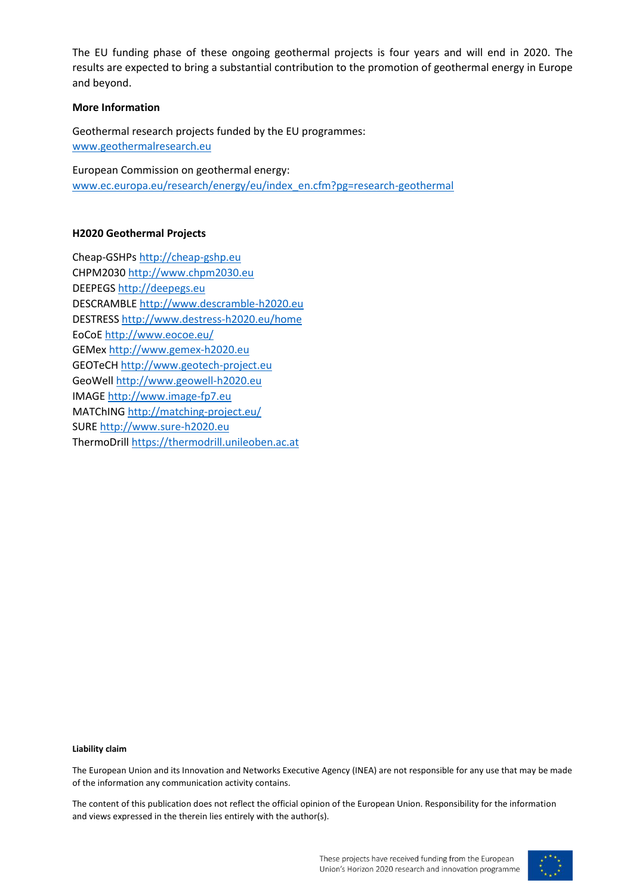The EU funding phase of these ongoing geothermal projects is four years and will end in 2020. The results are expected to bring a substantial contribution to the promotion of geothermal energy in Europe and beyond.

**More Information**

Geothermal research projects funded by the EU programmes:
www.geothermalresearch.eu

European Commission on geothermal energy:
www.ec.europa.eu/research/energy/eu/index_en.cfm?pg=research-geothermal

**H2020 Geothermal Projects**

Cheap-GSHPs http://cheap-gshp.eu
CHPM2030 http://www.chpm2030.eu
DEEPEGS http://deepegs.eu
DESCRAMBLE http://www.descramble-h2020.eu
DESTRESS http://www.destress-h2020.eu/home
EoCoE http://www.eocoe.eu/
GEMex http://www.gemex-h2020.eu
GEOTeCH http://www.geotech-project.eu
GeoWell http://www.geowell-h2020.eu
IMAGE http://www.image-fp7.eu
MATChING http://matching-project.eu/
SURE http://www.sure-h2020.eu
ThermoDrill https://thermodrill.unileoben.ac.at

**Liability claim**

The European Union and its Innovation and Networks Executive Agency (INEA) are not responsible for any use that may be made of the information any communication activity contains.

The content of this publication does not reflect the official opinion of the European Union. Responsibility for the information and views expressed in the therein lies entirely with the author(s).

These projects have received funding from the European Union's Horizon 2020 research and innovation programme